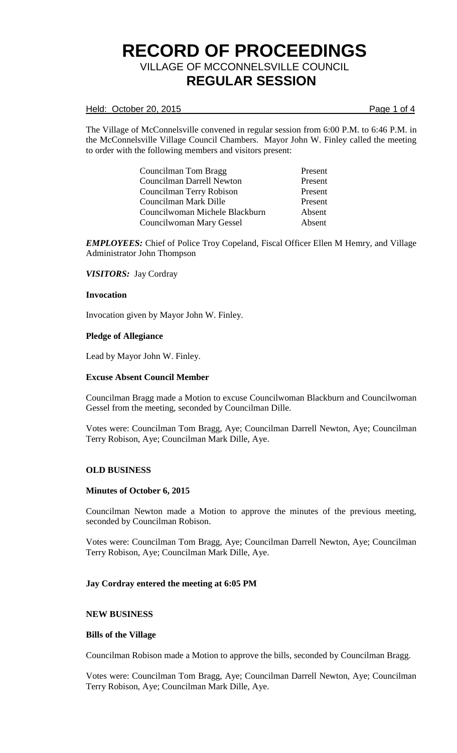# RECORD OF PROCEEDINGS

## VILLAGE OF MCCONNELSVILLE COUNCIL

## REGULAR SESSION

Held: October 20, 2015

The Village of McConnelsville convened in regular session from 6:00 P.M. to 6:46 P.M. in the McConnelsville Village Council Chambers. Mayor John W. Finley called the meeting to order with the following members and visitors present:

| | |
|---|---|
| Councilman Tom Bragg | Present |
| Councilman Darrell Newton | Present |
| Councilman Terry Robison | Present |
| Councilman Mark Dille | Present |
| Councilwoman Michele Blackburn | Absent |
| Councilwoman Mary Gessel | Absent |

***EMPLOYEES:*** Chief of Police Troy Copeland, Fiscal Officer Ellen M Hemry, and Village Administrator John Thompson

***VISITORS:*** Jay Cordray

**Invocation**

Invocation given by Mayor John W. Finley.

**Pledge of Allegiance**

Lead by Mayor John W. Finley.

**Excuse Absent Council Member**

Councilman Bragg made a Motion to excuse Councilwoman Blackburn and Councilwoman Gessel from the meeting, seconded by Councilman Dille.

Votes were: Councilman Tom Bragg, Aye; Councilman Darrell Newton, Aye; Councilman Terry Robison, Aye; Councilman Mark Dille, Aye.

**OLD BUSINESS**

**Minutes of October 6, 2015**

Councilman Newton made a Motion to approve the minutes of the previous meeting, seconded by Councilman Robison.

Votes were: Councilman Tom Bragg, Aye; Councilman Darrell Newton, Aye; Councilman Terry Robison, Aye; Councilman Mark Dille, Aye.

**Jay Cordray entered the meeting at 6:05 PM**

**NEW BUSINESS**

**Bills of the Village**

Councilman Robison made a Motion to approve the bills, seconded by Councilman Bragg.

Votes were: Councilman Tom Bragg, Aye; Councilman Darrell Newton, Aye; Councilman Terry Robison, Aye; Councilman Mark Dille, Aye.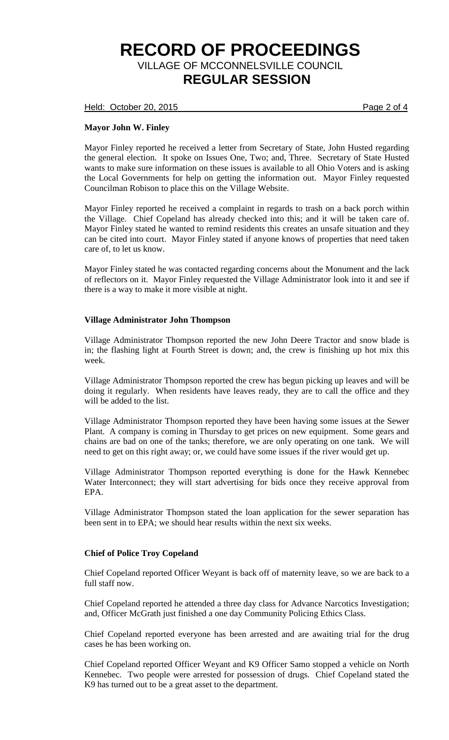**Mayor John W. Finley**

Mayor Finley reported he received a letter from Secretary of State, John Husted regarding the general election. It spoke on Issues One, Two; and, Three. Secretary of State Husted wants to make sure information on these issues is available to all Ohio Voters and is asking the Local Governments for help on getting the information out. Mayor Finley requested Councilman Robison to place this on the Village Website.

Mayor Finley reported he received a complaint in regards to trash on a back porch within the Village. Chief Copeland has already checked into this; and it will be taken care of. Mayor Finley stated he wanted to remind residents this creates an unsafe situation and they can be cited into court. Mayor Finley stated if anyone knows of properties that need taken care of, to let us know.

Mayor Finley stated he was contacted regarding concerns about the Monument and the lack of reflectors on it. Mayor Finley requested the Village Administrator look into it and see if there is a way to make it more visible at night.

**Village Administrator John Thompson**

Village Administrator Thompson reported the new John Deere Tractor and snow blade is in; the flashing light at Fourth Street is down; and, the crew is finishing up hot mix this week.

Village Administrator Thompson reported the crew has begun picking up leaves and will be doing it regularly. When residents have leaves ready, they are to call the office and they will be added to the list.

Village Administrator Thompson reported they have been having some issues at the Sewer Plant. A company is coming in Thursday to get prices on new equipment. Some gears and chains are bad on one of the tanks; therefore, we are only operating on one tank. We will need to get on this right away; or, we could have some issues if the river would get up.

Village Administrator Thompson reported everything is done for the Hawk Kennebec Water Interconnect; they will start advertising for bids once they receive approval from EPA.

Village Administrator Thompson stated the loan application for the sewer separation has been sent in to EPA; we should hear results within the next six weeks.

**Chief of Police Troy Copeland**

Chief Copeland reported Officer Weyant is back off of maternity leave, so we are back to a full staff now.

Chief Copeland reported he attended a three day class for Advance Narcotics Investigation; and, Officer McGrath just finished a one day Community Policing Ethics Class.

Chief Copeland reported everyone has been arrested and are awaiting trial for the drug cases he has been working on.

Chief Copeland reported Officer Weyant and K9 Officer Samo stopped a vehicle on North Kennebec. Two people were arrested for possession of drugs. Chief Copeland stated the K9 has turned out to be a great asset to the department.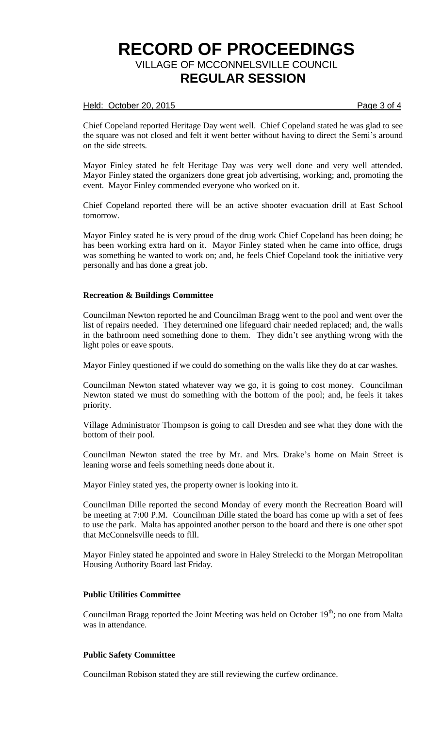Chief Copeland reported Heritage Day went well. Chief Copeland stated he was glad to see the square was not closed and felt it went better without having to direct the Semi's around on the side streets.

Mayor Finley stated he felt Heritage Day was very well done and very well attended. Mayor Finley stated the organizers done great job advertising, working; and, promoting the event. Mayor Finley commended everyone who worked on it.

Chief Copeland reported there will be an active shooter evacuation drill at East School tomorrow.

Mayor Finley stated he is very proud of the drug work Chief Copeland has been doing; he has been working extra hard on it. Mayor Finley stated when he came into office, drugs was something he wanted to work on; and, he feels Chief Copeland took the initiative very personally and has done a great job.

**Recreation & Buildings Committee**

Councilman Newton reported he and Councilman Bragg went to the pool and went over the list of repairs needed. They determined one lifeguard chair needed replaced; and, the walls in the bathroom need something done to them. They didn't see anything wrong with the light poles or eave spouts.

Mayor Finley questioned if we could do something on the walls like they do at car washes.

Councilman Newton stated whatever way we go, it is going to cost money. Councilman Newton stated we must do something with the bottom of the pool; and, he feels it takes priority.

Village Administrator Thompson is going to call Dresden and see what they done with the bottom of their pool.

Councilman Newton stated the tree by Mr. and Mrs. Drake's home on Main Street is leaning worse and feels something needs done about it.

Mayor Finley stated yes, the property owner is looking into it.

Councilman Dille reported the second Monday of every month the Recreation Board will be meeting at 7:00 P.M. Councilman Dille stated the board has come up with a set of fees to use the park. Malta has appointed another person to the board and there is one other spot that McConnelsville needs to fill.

Mayor Finley stated he appointed and swore in Haley Strelecki to the Morgan Metropolitan Housing Authority Board last Friday.

**Public Utilities Committee**

Councilman Bragg reported the Joint Meeting was held on October 19th; no one from Malta was in attendance.

**Public Safety Committee**

Councilman Robison stated they are still reviewing the curfew ordinance.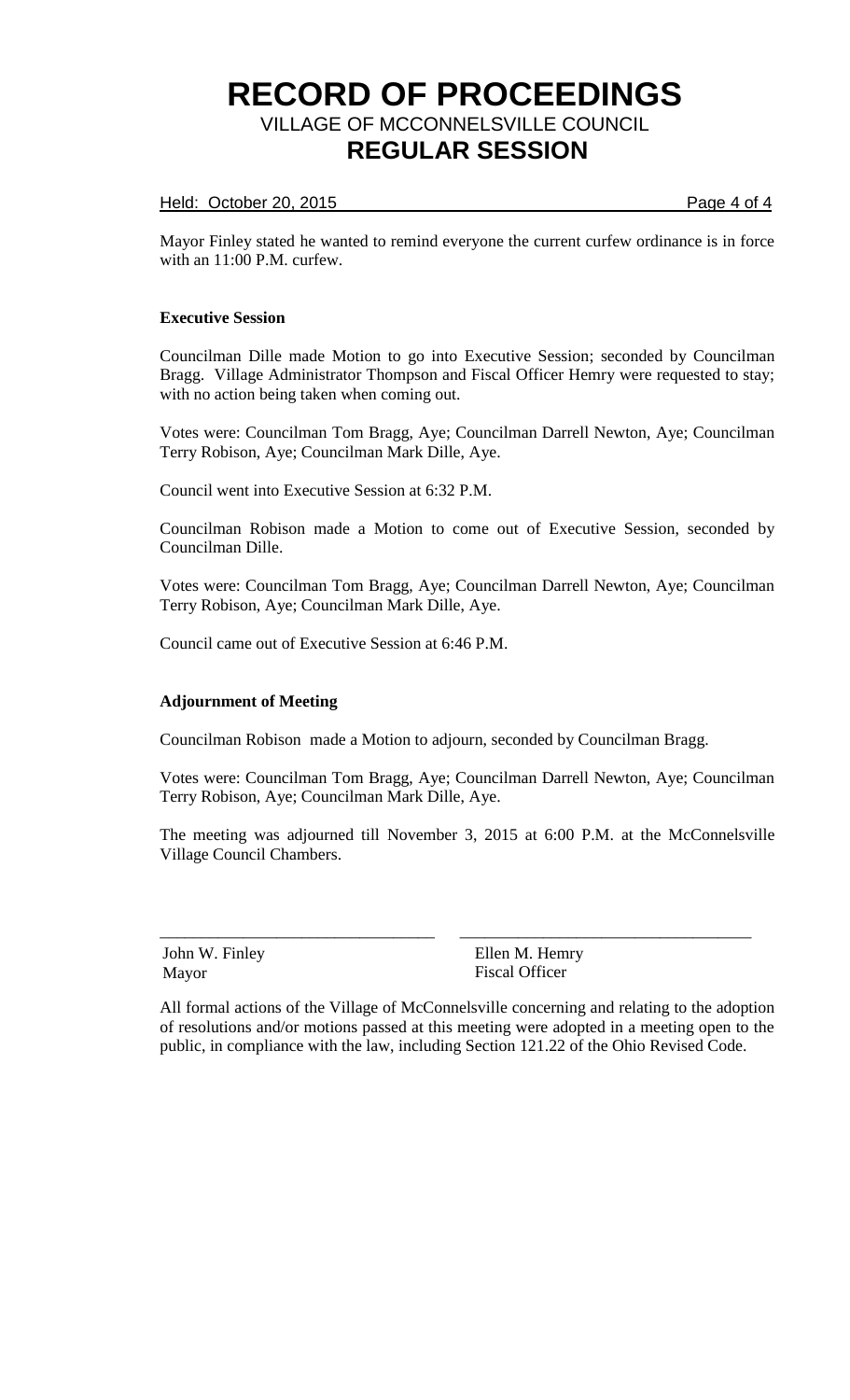Mayor Finley stated he wanted to remind everyone the current curfew ordinance is in force with an 11:00 P.M. curfew.

**Executive Session**

Councilman Dille made Motion to go into Executive Session; seconded by Councilman Bragg. Village Administrator Thompson and Fiscal Officer Hemry were requested to stay; with no action being taken when coming out.

Votes were: Councilman Tom Bragg, Aye; Councilman Darrell Newton, Aye; Councilman Terry Robison, Aye; Councilman Mark Dille, Aye.

Council went into Executive Session at 6:32 P.M.

Councilman Robison made a Motion to come out of Executive Session, seconded by Councilman Dille.

Votes were: Councilman Tom Bragg, Aye; Councilman Darrell Newton, Aye; Councilman Terry Robison, Aye; Councilman Mark Dille, Aye.

Council came out of Executive Session at 6:46 P.M.

**Adjournment of Meeting**

Councilman Robison made a Motion to adjourn, seconded by Councilman Bragg.

Votes were: Councilman Tom Bragg, Aye; Councilman Darrell Newton, Aye; Councilman Terry Robison, Aye; Councilman Mark Dille, Aye.

The meeting was adjourned till November 3, 2015 at 6:00 P.M. at the McConnelsville Village Council Chambers.

_________________________________ _________________________________

John W. Finley
Mayor

Ellen M. Hemry
Fiscal Officer

All formal actions of the Village of McConnelsville concerning and relating to the adoption of resolutions and/or motions passed at this meeting were adopted in a meeting open to the public, in compliance with the law, including Section 121.22 of the Ohio Revised Code.